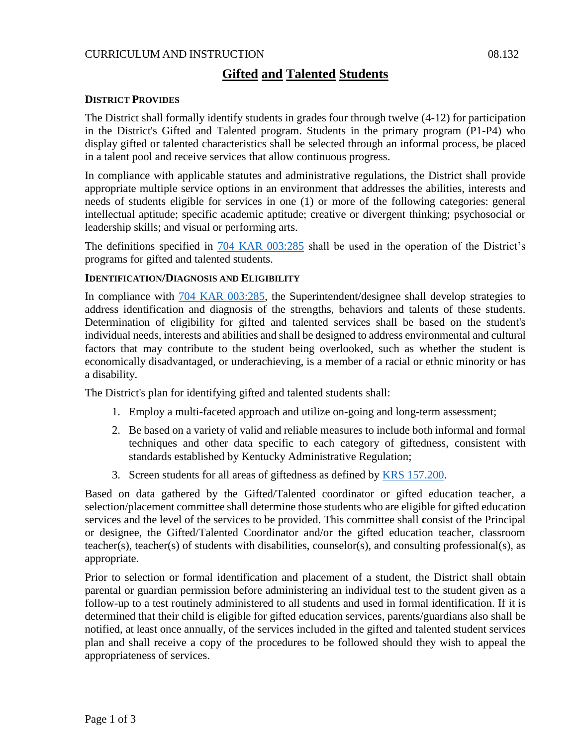# Gifted and Talented Students

### DISTRICT PROVIDES

The District shall formally identify students in grades four through twelve (4-12) for participation in the District's Gifted and Talented program. Students in the primary program (P1-P4) who display gifted or talented characteristics shall be selected through an informal process, be placed in a talent pool and receive services that allow continuous progress.

In compliance with applicable statutes and administrative regulations, the District shall provide appropriate multiple service options in an environment that addresses the abilities, interests and needs of students eligible for services in one (1) or more of the following categories: general intellectual aptitude; specific academic aptitude; creative or divergent thinking; psychosocial or leadership skills; and visual or performing arts.

The definitions specified in 704 KAR 003:285 shall be used in the operation of the District's programs for gifted and talented students.

### IDENTIFICATION/DIAGNOSIS AND ELIGIBILITY

In compliance with 704 KAR 003:285, the Superintendent/designee shall develop strategies to address identification and diagnosis of the strengths, behaviors and talents of these students. Determination of eligibility for gifted and talented services shall be based on the student's individual needs, interests and abilities and shall be designed to address environmental and cultural factors that may contribute to the student being overlooked, such as whether the student is economically disadvantaged, or underachieving, is a member of a racial or ethnic minority or has a disability.

The District's plan for identifying gifted and talented students shall:

1. Employ a multi-faceted approach and utilize on-going and long-term assessment;
2. Be based on a variety of valid and reliable measures to include both informal and formal techniques and other data specific to each category of giftedness, consistent with standards established by Kentucky Administrative Regulation;
3. Screen students for all areas of giftedness as defined by KRS 157.200.

Based on data gathered by the Gifted/Talented coordinator or gifted education teacher, a selection/placement committee shall determine those students who are eligible for gifted education services and the level of the services to be provided. This committee shall consist of the Principal or designee, the Gifted/Talented Coordinator and/or the gifted education teacher, classroom teacher(s), teacher(s) of students with disabilities, counselor(s), and consulting professional(s), as appropriate.

Prior to selection or formal identification and placement of a student, the District shall obtain parental or guardian permission before administering an individual test to the student given as a follow-up to a test routinely administered to all students and used in formal identification. If it is determined that their child is eligible for gifted education services, parents/guardians also shall be notified, at least once annually, of the services included in the gifted and talented student services plan and shall receive a copy of the procedures to be followed should they wish to appeal the appropriateness of services.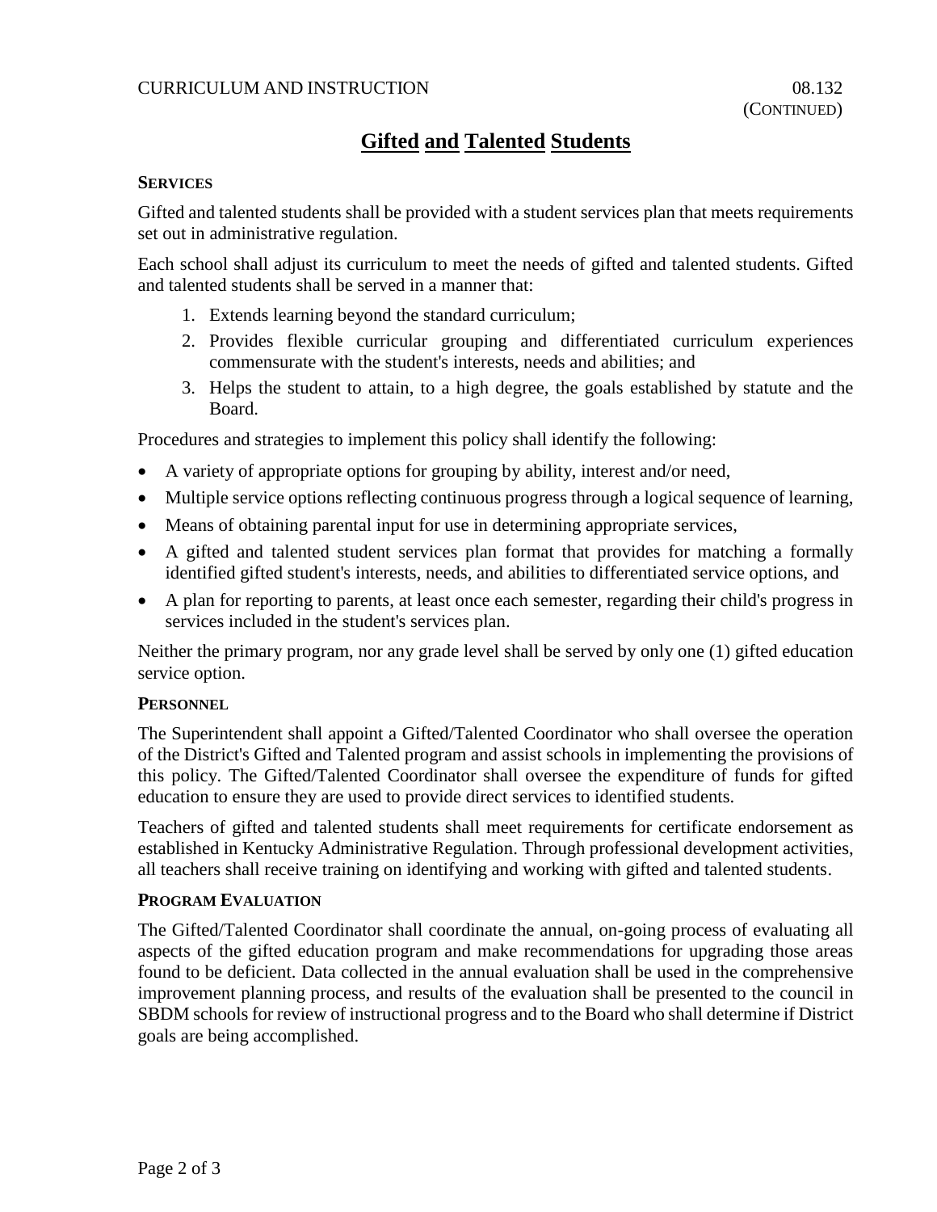# Gifted and Talented Students

## SERVICES

Gifted and talented students shall be provided with a student services plan that meets requirements set out in administrative regulation.

Each school shall adjust its curriculum to meet the needs of gifted and talented students. Gifted and talented students shall be served in a manner that:

1. Extends learning beyond the standard curriculum;
2. Provides flexible curricular grouping and differentiated curriculum experiences commensurate with the student's interests, needs and abilities; and
3. Helps the student to attain, to a high degree, the goals established by statute and the Board.

Procedures and strategies to implement this policy shall identify the following:

- A variety of appropriate options for grouping by ability, interest and/or need,
- Multiple service options reflecting continuous progress through a logical sequence of learning,
- Means of obtaining parental input for use in determining appropriate services,
- A gifted and talented student services plan format that provides for matching a formally identified gifted student's interests, needs, and abilities to differentiated service options, and
- A plan for reporting to parents, at least once each semester, regarding their child's progress in services included in the student's services plan.

Neither the primary program, nor any grade level shall be served by only one (1) gifted education service option.

## PERSONNEL

The Superintendent shall appoint a Gifted/Talented Coordinator who shall oversee the operation of the District's Gifted and Talented program and assist schools in implementing the provisions of this policy. The Gifted/Talented Coordinator shall oversee the expenditure of funds for gifted education to ensure they are used to provide direct services to identified students.

Teachers of gifted and talented students shall meet requirements for certificate endorsement as established in Kentucky Administrative Regulation. Through professional development activities, all teachers shall receive training on identifying and working with gifted and talented students.

## PROGRAM EVALUATION

The Gifted/Talented Coordinator shall coordinate the annual, on-going process of evaluating all aspects of the gifted education program and make recommendations for upgrading those areas found to be deficient. Data collected in the annual evaluation shall be used in the comprehensive improvement planning process, and results of the evaluation shall be presented to the council in SBDM schools for review of instructional progress and to the Board who shall determine if District goals are being accomplished.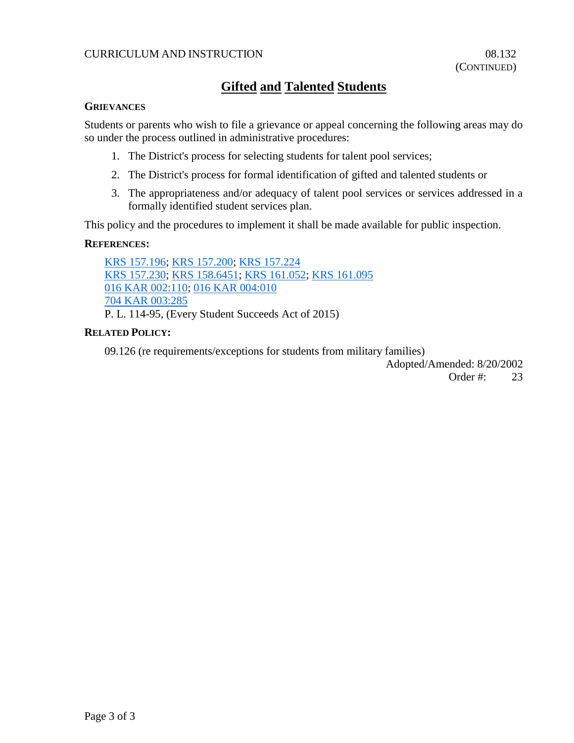# Gifted and Talented Students

**GRIEVANCES**

Students or parents who wish to file a grievance or appeal concerning the following areas may do so under the process outlined in administrative procedures:

1. The District's process for selecting students for talent pool services;
2. The District's process for formal identification of gifted and talented students or
3. The appropriateness and/or adequacy of talent pool services or services addressed in a formally identified student services plan.

This policy and the procedures to implement it shall be made available for public inspection.

**REFERENCES:**

KRS 157.196; KRS 157.200; KRS 157.224
KRS 157.230; KRS 158.6451; KRS 161.052; KRS 161.095
016 KAR 002:110; 016 KAR 004:010
704 KAR 003:285
P. L. 114-95, (Every Student Succeeds Act of 2015)

**RELATED POLICY:**

09.126 (re requirements/exceptions for students from military families)

Adopted/Amended: 8/20/2002
Order #: 23